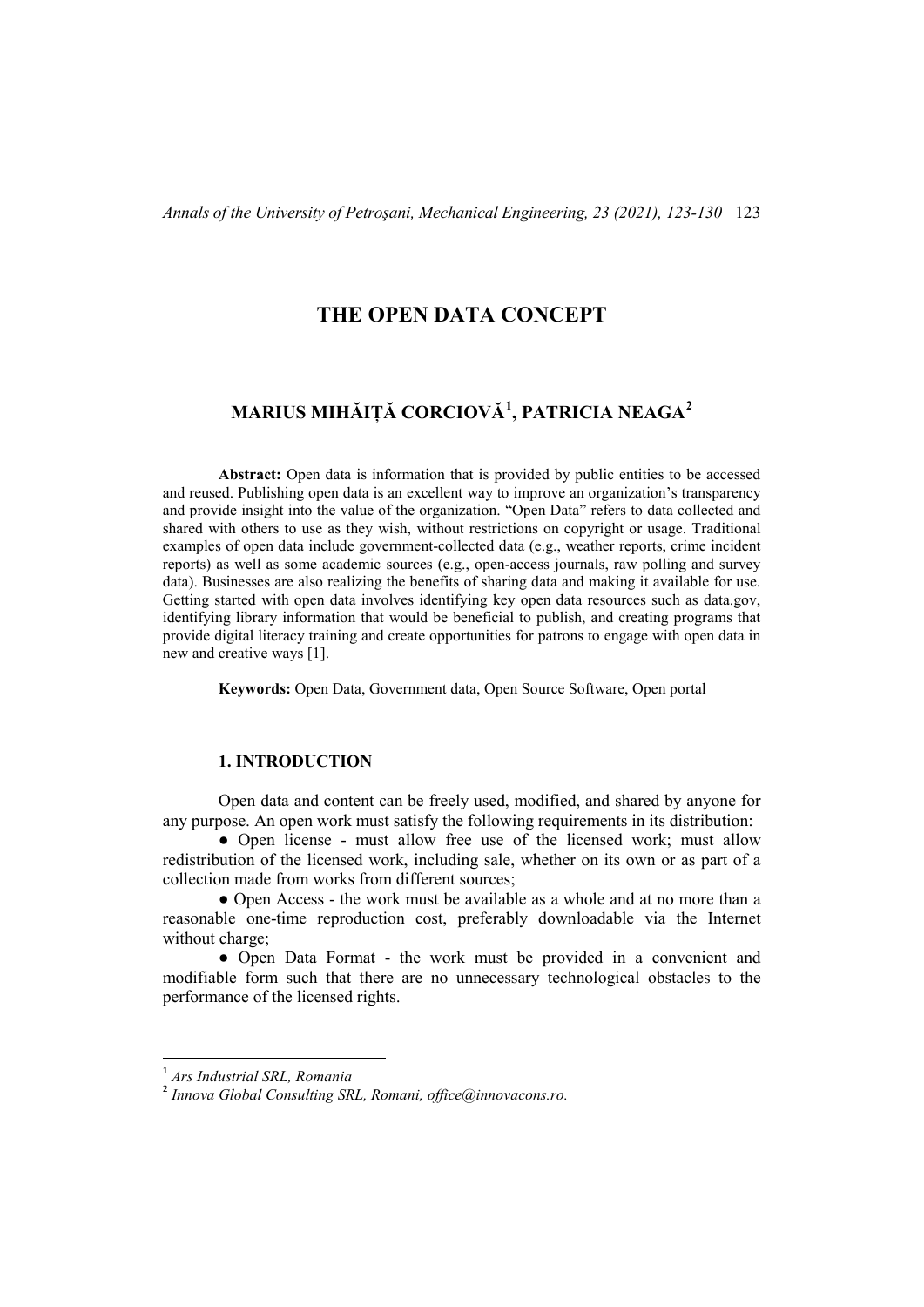# THE OPEN DATA CONCEPT

## MARIUS MIHĂIȚĂ CORCIOVĂ[1], PATRICIA NEAGA[2]

**Abstract:** Open data is information that is provided by public entities to be accessed and reused. Publishing open data is an excellent way to improve an organization's transparency and provide insight into the value of the organization. "Open Data" refers to data collected and shared with others to use as they wish, without restrictions on copyright or usage. Traditional examples of open data include government-collected data (e.g., weather reports, crime incident reports) as well as some academic sources (e.g., open-access journals, raw polling and survey data). Businesses are also realizing the benefits of sharing data and making it available for use. Getting started with open data involves identifying key open data resources such as data.gov, identifying library information that would be beneficial to publish, and creating programs that provide digital literacy training and create opportunities for patrons to engage with open data in new and creative ways [1].

**Keywords:** Open Data, Government data, Open Source Software, Open portal

### 1. INTRODUCTION

Open data and content can be freely used, modified, and shared by anyone for any purpose. An open work must satisfy the following requirements in its distribution:

- Open license - must allow free use of the licensed work; must allow redistribution of the licensed work, including sale, whether on its own or as part of a collection made from works from different sources;
- Open Access - the work must be available as a whole and at no more than a reasonable one-time reproduction cost, preferably downloadable via the Internet without charge;
- Open Data Format - the work must be provided in a convenient and modifiable form such that there are no unnecessary technological obstacles to the performance of the licensed rights.

---

[1] *Ars Industrial SRL, Romania*

[2] *Innova Global Consulting SRL, Romani, office@innovacons.ro.*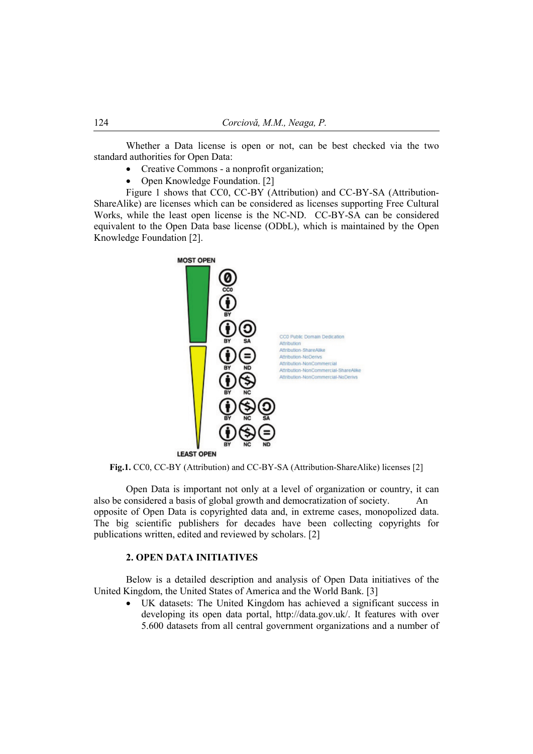Whether a Data license is open or not, can be best checked via the two standard authorities for Open Data:

- Creative Commons - a nonprofit organization;
- Open Knowledge Foundation. [2]

Figure 1 shows that CC0, CC-BY (Attribution) and CC-BY-SA (Attribution-ShareAlike) are licenses which can be considered as licenses supporting Free Cultural Works, while the least open license is the NC-ND. CC-BY-SA can be considered equivalent to the Open Data base license (ODbL), which is maintained by the Open Knowledge Foundation [2].

**Fig.1.** CC0, CC-BY (Attribution) and CC-BY-SA (Attribution-ShareAlike) licenses [2]

Open Data is important not only at a level of organization or country, it can also be considered a basis of global growth and democratization of society. An opposite of Open Data is copyrighted data and, in extreme cases, monopolized data. The big scientific publishers for decades have been collecting copyrights for publications written, edited and reviewed by scholars. [2]

## 2. OPEN DATA INITIATIVES

Below is a detailed description and analysis of Open Data initiatives of the United Kingdom, the United States of America and the World Bank. [3]

- UK datasets: The United Kingdom has achieved a significant success in developing its open data portal, http://data.gov.uk/. It features with over 5.600 datasets from all central government organizations and a number of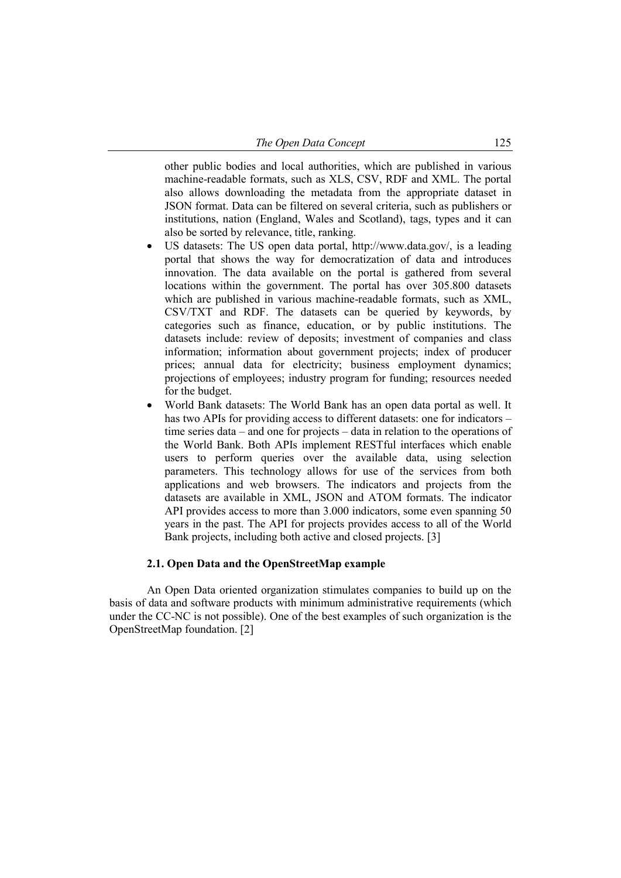other public bodies and local authorities, which are published in various machine-readable formats, such as XLS, CSV, RDF and XML. The portal also allows downloading the metadata from the appropriate dataset in JSON format. Data can be filtered on several criteria, such as publishers or institutions, nation (England, Wales and Scotland), tags, types and it can also be sorted by relevance, title, ranking.

- US datasets: The US open data portal, http://www.data.gov/, is a leading portal that shows the way for democratization of data and introduces innovation. The data available on the portal is gathered from several locations within the government. The portal has over 305.800 datasets which are published in various machine-readable formats, such as XML, CSV/TXT and RDF. The datasets can be queried by keywords, by categories such as finance, education, or by public institutions. The datasets include: review of deposits; investment of companies and class information; information about government projects; index of producer prices; annual data for electricity; business employment dynamics; projections of employees; industry program for funding; resources needed for the budget.
- World Bank datasets: The World Bank has an open data portal as well. It has two APIs for providing access to different datasets: one for indicators – time series data – and one for projects – data in relation to the operations of the World Bank. Both APIs implement RESTful interfaces which enable users to perform queries over the available data, using selection parameters. This technology allows for use of the services from both applications and web browsers. The indicators and projects from the datasets are available in XML, JSON and ATOM formats. The indicator API provides access to more than 3.000 indicators, some even spanning 50 years in the past. The API for projects provides access to all of the World Bank projects, including both active and closed projects. [3]

### 2.1. Open Data and the OpenStreetMap example

An Open Data oriented organization stimulates companies to build up on the basis of data and software products with minimum administrative requirements (which under the CC-NC is not possible). One of the best examples of such organization is the OpenStreetMap foundation. [2]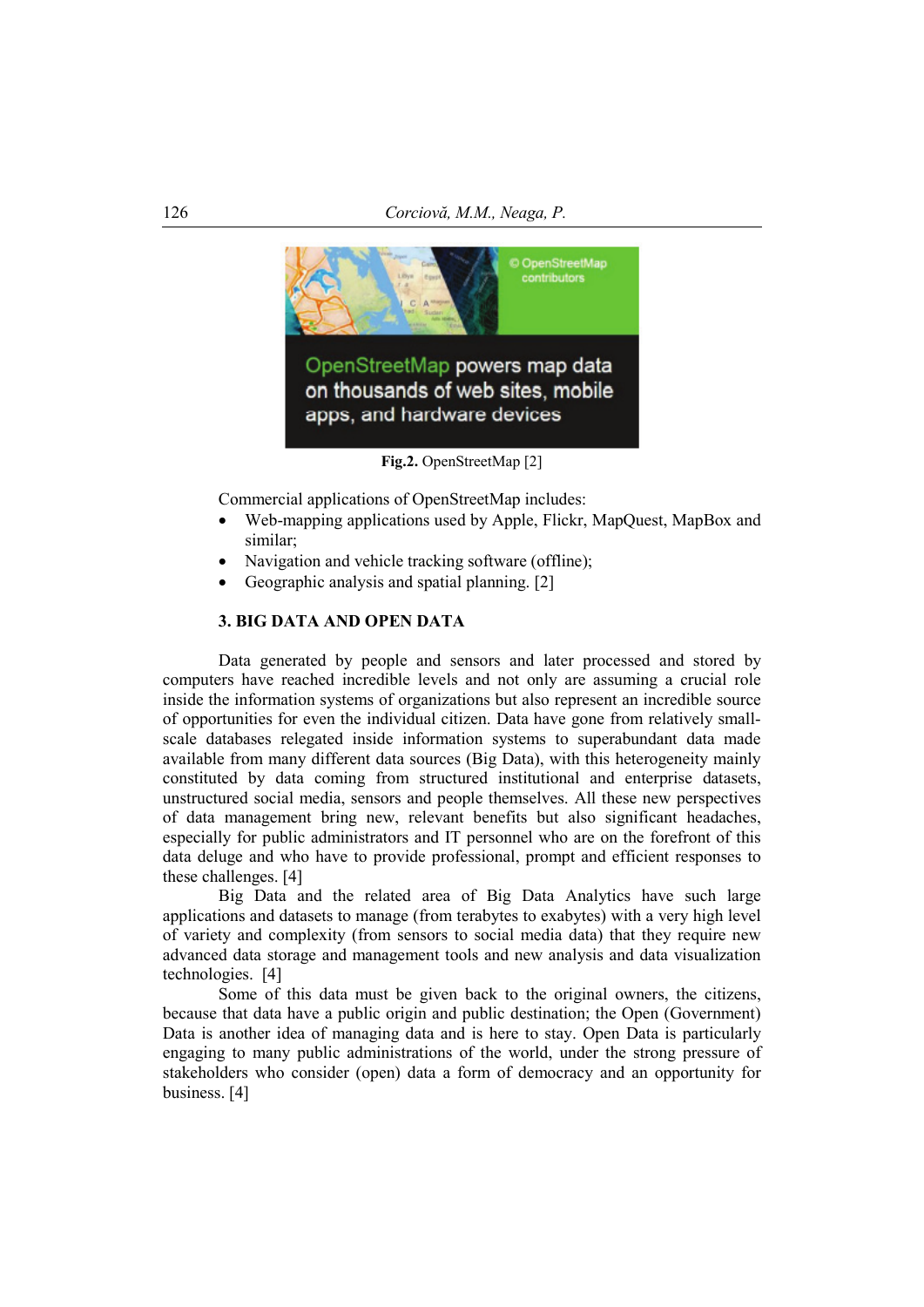**Fig.2.** OpenStreetMap [2]

Commercial applications of OpenStreetMap includes:

- Web-mapping applications used by Apple, Flickr, MapQuest, MapBox and similar;
- Navigation and vehicle tracking software (offline);
- Geographic analysis and spatial planning. [2]

## 3. BIG DATA AND OPEN DATA

Data generated by people and sensors and later processed and stored by computers have reached incredible levels and not only are assuming a crucial role inside the information systems of organizations but also represent an incredible source of opportunities for even the individual citizen. Data have gone from relatively small-scale databases relegated inside information systems to superabundant data made available from many different data sources (Big Data), with this heterogeneity mainly constituted by data coming from structured institutional and enterprise datasets, unstructured social media, sensors and people themselves. All these new perspectives of data management bring new, relevant benefits but also significant headaches, especially for public administrators and IT personnel who are on the forefront of this data deluge and who have to provide professional, prompt and efficient responses to these challenges. [4]

Big Data and the related area of Big Data Analytics have such large applications and datasets to manage (from terabytes to exabytes) with a very high level of variety and complexity (from sensors to social media data) that they require new advanced data storage and management tools and new analysis and data visualization technologies. [4]

Some of this data must be given back to the original owners, the citizens, because that data have a public origin and public destination; the Open (Government) Data is another idea of managing data and is here to stay. Open Data is particularly engaging to many public administrations of the world, under the strong pressure of stakeholders who consider (open) data a form of democracy and an opportunity for business. [4]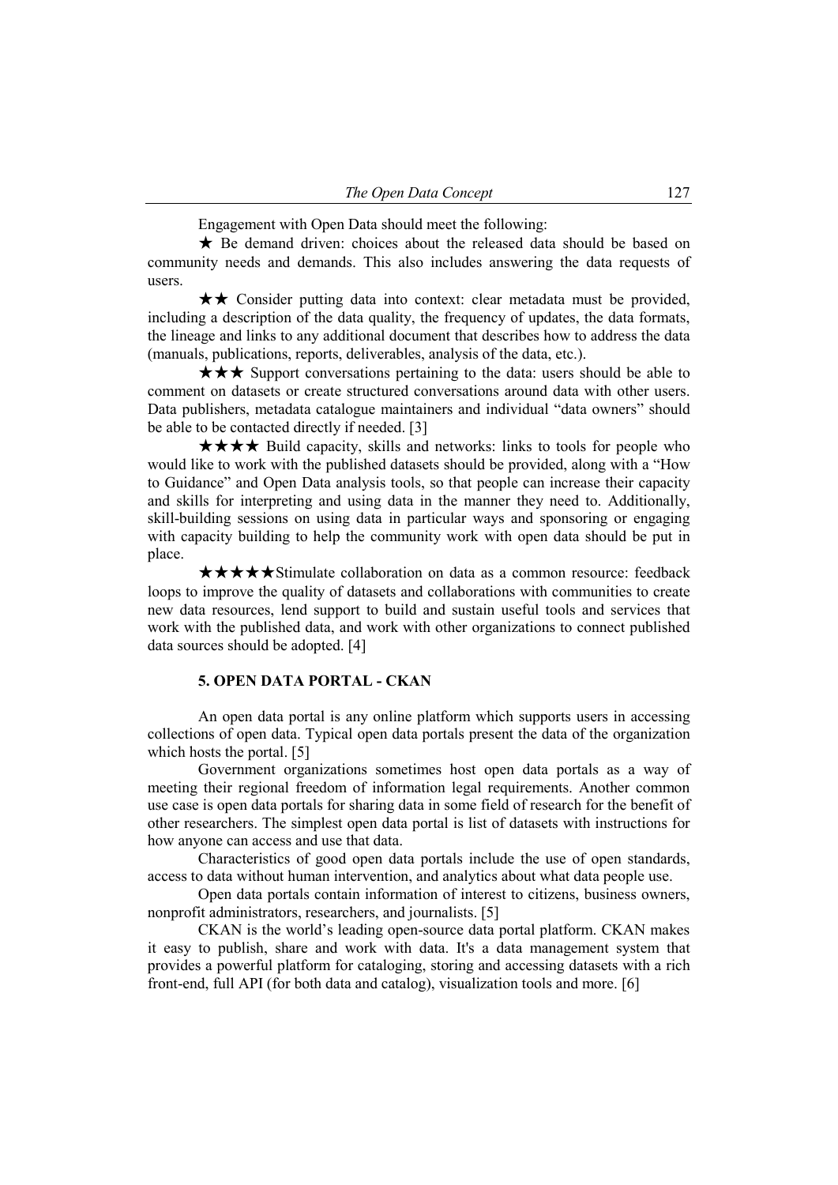Engagement with Open Data should meet the following:

★ Be demand driven: choices about the released data should be based on community needs and demands. This also includes answering the data requests of users.

★★ Consider putting data into context: clear metadata must be provided, including a description of the data quality, the frequency of updates, the data formats, the lineage and links to any additional document that describes how to address the data (manuals, publications, reports, deliverables, analysis of the data, etc.).

★★★ Support conversations pertaining to the data: users should be able to comment on datasets or create structured conversations around data with other users. Data publishers, metadata catalogue maintainers and individual "data owners" should be able to be contacted directly if needed. [3]

★★★★ Build capacity, skills and networks: links to tools for people who would like to work with the published datasets should be provided, along with a "How to Guidance" and Open Data analysis tools, so that people can increase their capacity and skills for interpreting and using data in the manner they need to. Additionally, skill-building sessions on using data in particular ways and sponsoring or engaging with capacity building to help the community work with open data should be put in place.

★★★★★Stimulate collaboration on data as a common resource: feedback loops to improve the quality of datasets and collaborations with communities to create new data resources, lend support to build and sustain useful tools and services that work with the published data, and work with other organizations to connect published data sources should be adopted. [4]

## 5. OPEN DATA PORTAL - CKAN

An open data portal is any online platform which supports users in accessing collections of open data. Typical open data portals present the data of the organization which hosts the portal. [5]

Government organizations sometimes host open data portals as a way of meeting their regional freedom of information legal requirements. Another common use case is open data portals for sharing data in some field of research for the benefit of other researchers. The simplest open data portal is list of datasets with instructions for how anyone can access and use that data.

Characteristics of good open data portals include the use of open standards, access to data without human intervention, and analytics about what data people use.

Open data portals contain information of interest to citizens, business owners, nonprofit administrators, researchers, and journalists. [5]

CKAN is the world's leading open-source data portal platform. CKAN makes it easy to publish, share and work with data. It's a data management system that provides a powerful platform for cataloging, storing and accessing datasets with a rich front-end, full API (for both data and catalog), visualization tools and more. [6]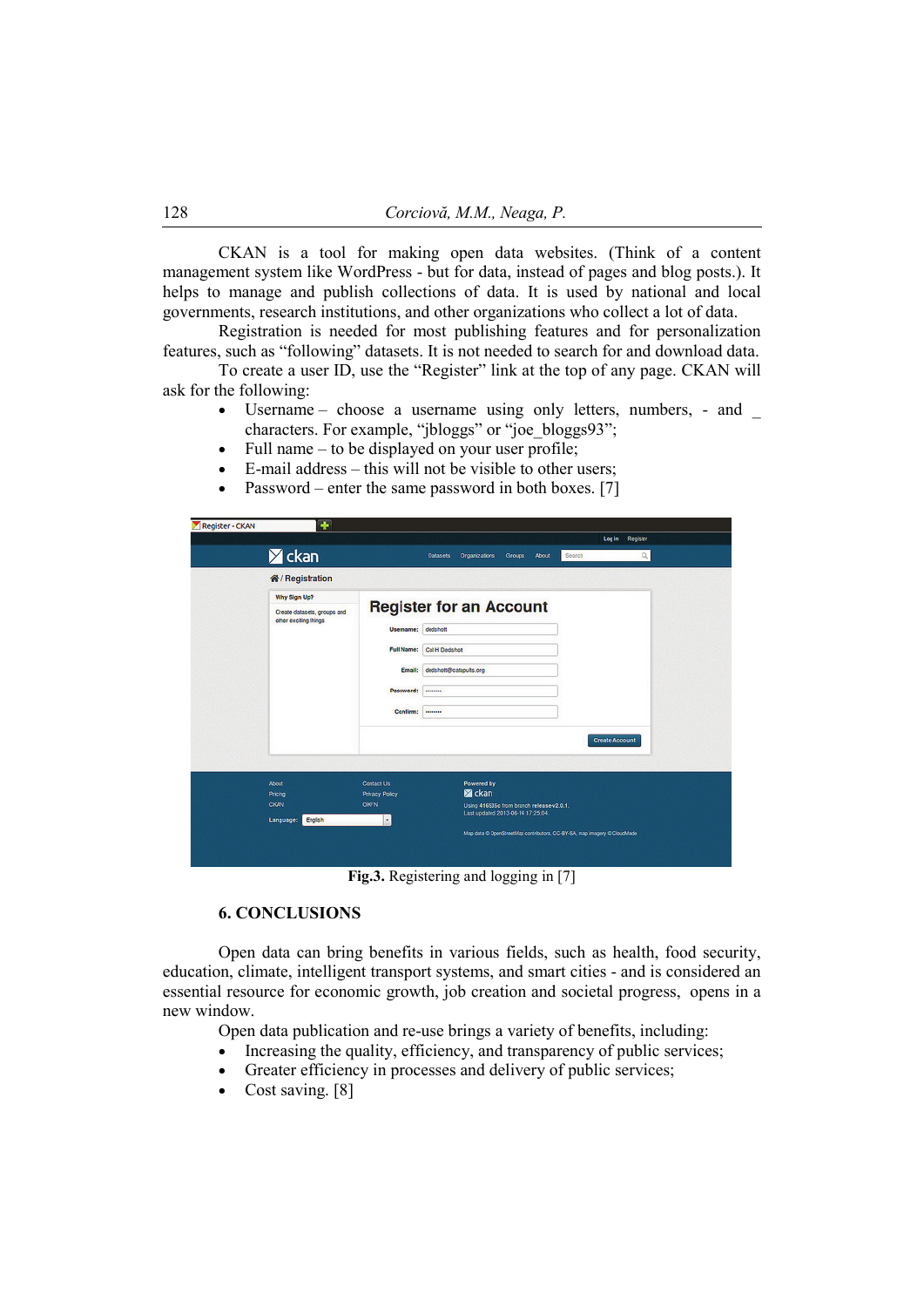CKAN is a tool for making open data websites. (Think of a content management system like WordPress - but for data, instead of pages and blog posts.). It helps to manage and publish collections of data. It is used by national and local governments, research institutions, and other organizations who collect a lot of data.

Registration is needed for most publishing features and for personalization features, such as "following" datasets. It is not needed to search for and download data.

To create a user ID, use the "Register" link at the top of any page. CKAN will ask for the following:

- Username – choose a username using only letters, numbers, - and _ characters. For example, "jbloggs" or "joe_bloggs93";
- Full name – to be displayed on your user profile;
- E-mail address – this will not be visible to other users;
- Password – enter the same password in both boxes. [7]

**Fig.3.** Registering and logging in [7]

## 6. CONCLUSIONS

Open data can bring benefits in various fields, such as health, food security, education, climate, intelligent transport systems, and smart cities - and is considered an essential resource for economic growth, job creation and societal progress, opens in a new window.

Open data publication and re-use brings a variety of benefits, including:

- Increasing the quality, efficiency, and transparency of public services;
- Greater efficiency in processes and delivery of public services;
- Cost saving. [8]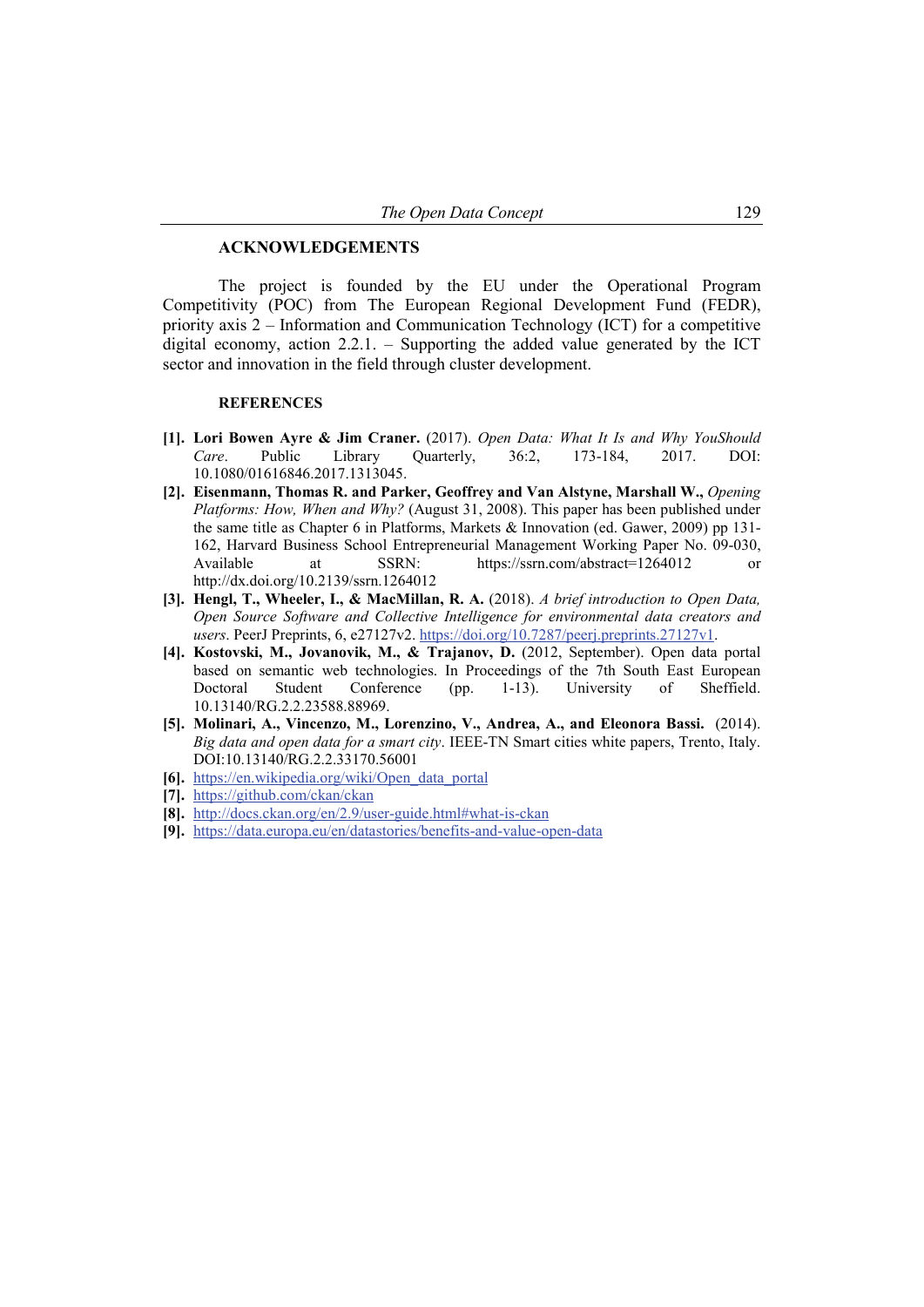## ACKNOWLEDGEMENTS

The project is founded by the EU under the Operational Program Competitivity (POC) from The European Regional Development Fund (FEDR), priority axis 2 – Information and Communication Technology (ICT) for a competitive digital economy, action 2.2.1. – Supporting the added value generated by the ICT sector and innovation in the field through cluster development.

## REFERENCES

**[1].** **Lori Bowen Ayre & Jim Craner.** (2017). *Open Data: What It Is and Why YouShould Care*. Public Library Quarterly, 36:2, 173-184, 2017. DOI: 10.1080/01616846.2017.1313045.

**[2].** **Eisenmann, Thomas R. and Parker, Geoffrey and Van Alstyne, Marshall W.,** *Opening Platforms: How, When and Why?* (August 31, 2008). This paper has been published under the same title as Chapter 6 in Platforms, Markets & Innovation (ed. Gawer, 2009) pp 131-162, Harvard Business School Entrepreneurial Management Working Paper No. 09-030, Available at SSRN: https://ssrn.com/abstract=1264012 or http://dx.doi.org/10.2139/ssrn.1264012

**[3].** **Hengl, T., Wheeler, I., & MacMillan, R. A.** (2018). *A brief introduction to Open Data, Open Source Software and Collective Intelligence for environmental data creators and users*. PeerJ Preprints, 6, e27127v2. https://doi.org/10.7287/peerj.preprints.27127v1.

**[4].** **Kostovski, M., Jovanovik, M., & Trajanov, D.** (2012, September). Open data portal based on semantic web technologies. In Proceedings of the 7th South East European Doctoral Student Conference (pp. 1-13). University of Sheffield. 10.13140/RG.2.2.23588.88969.

**[5].** **Molinari, A., Vincenzo, M., Lorenzino, V., Andrea, A., and Eleonora Bassi.** (2014). *Big data and open data for a smart city*. IEEE-TN Smart cities white papers, Trento, Italy. DOI:10.13140/RG.2.2.33170.56001

**[6].** https://en.wikipedia.org/wiki/Open_data_portal

**[7].** https://github.com/ckan/ckan

**[8].** http://docs.ckan.org/en/2.9/user-guide.html#what-is-ckan

**[9].** https://data.europa.eu/en/datastories/benefits-and-value-open-data